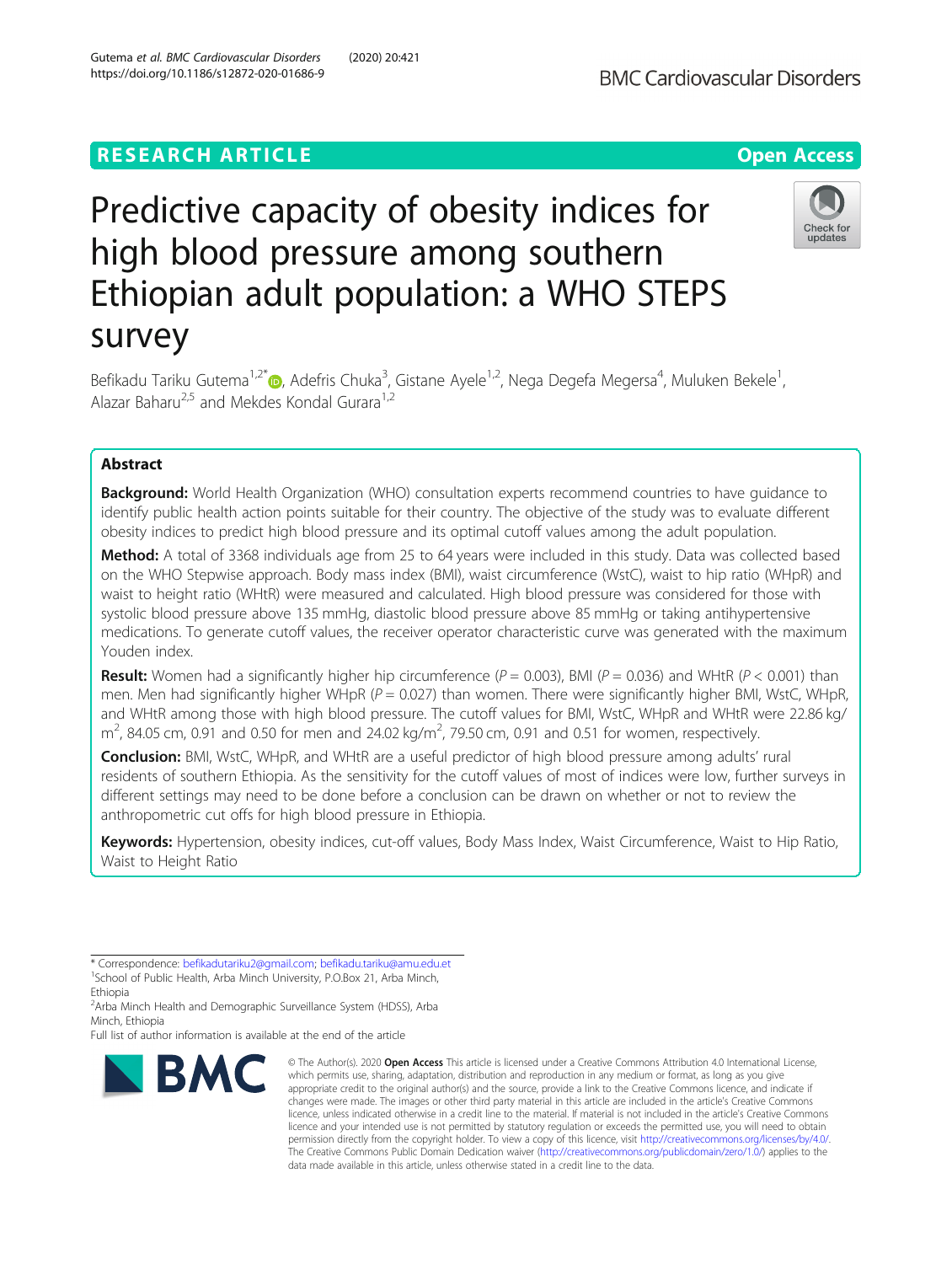RESEARCH ARTICLE

Open Access

# Predictive capacity of obesity indices for high blood pressure among southern Ethiopian adult population: a WHO STEPS survey

Befikadu Tariku Gutema[1,2*], Adefris Chuka[3], Gistane Ayele[1,2], Nega Degefa Megersa[4], Muluken Bekele[1], Alazar Baharu[2,5] and Mekdes Kondal Gurara[1,2]

## Abstract

**Background:** World Health Organization (WHO) consultation experts recommend countries to have guidance to identify public health action points suitable for their country. The objective of the study was to evaluate different obesity indices to predict high blood pressure and its optimal cutoff values among the adult population.

**Method:** A total of 3368 individuals age from 25 to 64 years were included in this study. Data was collected based on the WHO Stepwise approach. Body mass index (BMI), waist circumference (WstC), waist to hip ratio (WHpR) and waist to height ratio (WHtR) were measured and calculated. High blood pressure was considered for those with systolic blood pressure above 135 mmHg, diastolic blood pressure above 85 mmHg or taking antihypertensive medications. To generate cutoff values, the receiver operator characteristic curve was generated with the maximum Youden index.

**Result:** Women had a significantly higher hip circumference ($P = 0.003$), BMI ($P = 0.036$) and WHtR ($P < 0.001$) than men. Men had significantly higher WHpR ($P = 0.027$) than women. There were significantly higher BMI, WstC, WHpR, and WHtR among those with high blood pressure. The cutoff values for BMI, WstC, WHpR and WHtR were 22.86 kg/$m^2$, 84.05 cm, 0.91 and 0.50 for men and 24.02 kg/$m^2$, 79.50 cm, 0.91 and 0.51 for women, respectively.

**Conclusion:** BMI, WstC, WHpR, and WHtR are a useful predictor of high blood pressure among adults' rural residents of southern Ethiopia. As the sensitivity for the cutoff values of most of indices were low, further surveys in different settings may need to be done before a conclusion can be drawn on whether or not to review the anthropometric cut offs for high blood pressure in Ethiopia.

**Keywords:** Hypertension, obesity indices, cut-off values, Body Mass Index, Waist Circumference, Waist to Hip Ratio, Waist to Height Ratio

---

* Correspondence: befikadutariku2@gmail.com; befikadu.tariku@amu.edu.et
[1]School of Public Health, Arba Minch University, P.O.Box 21, Arba Minch, Ethiopia
[2]Arba Minch Health and Demographic Surveillance System (HDSS), Arba Minch, Ethiopia
Full list of author information is available at the end of the article

© The Author(s). 2020 **Open Access** This article is licensed under a Creative Commons Attribution 4.0 International License, which permits use, sharing, adaptation, distribution and reproduction in any medium or format, as long as you give appropriate credit to the original author(s) and the source, provide a link to the Creative Commons licence, and indicate if changes were made. The images or other third party material in this article are included in the article's Creative Commons licence, unless indicated otherwise in a credit line to the material. If material is not included in the article's Creative Commons licence and your intended use is not permitted by statutory regulation or exceeds the permitted use, you will need to obtain permission directly from the copyright holder. To view a copy of this licence, visit http://creativecommons.org/licenses/by/4.0/. The Creative Commons Public Domain Dedication waiver (http://creativecommons.org/publicdomain/zero/1.0/) applies to the data made available in this article, unless otherwise stated in a credit line to the data.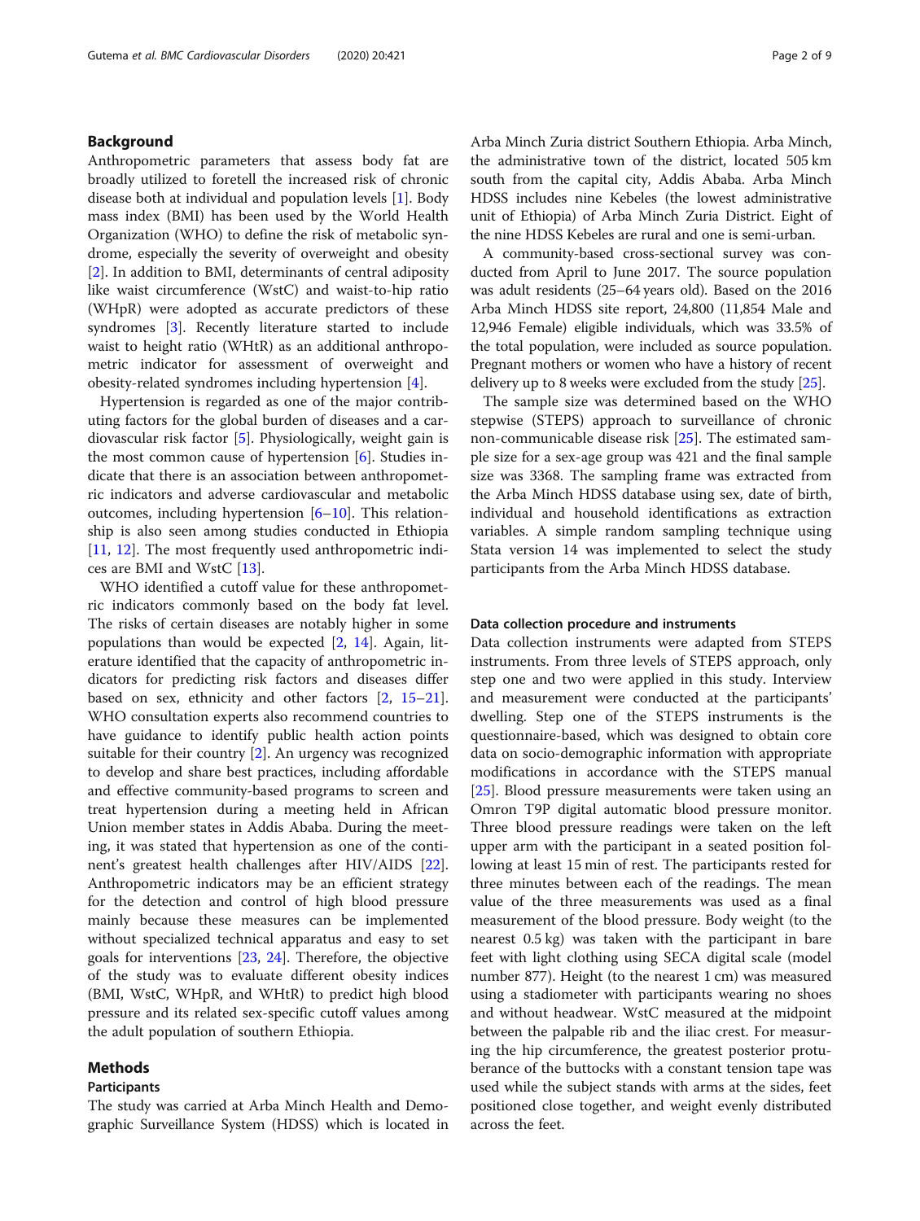## Background

Anthropometric parameters that assess body fat are broadly utilized to foretell the increased risk of chronic disease both at individual and population levels [1]. Body mass index (BMI) has been used by the World Health Organization (WHO) to define the risk of metabolic syndrome, especially the severity of overweight and obesity [2]. In addition to BMI, determinants of central adiposity like waist circumference (WstC) and waist-to-hip ratio (WHpR) were adopted as accurate predictors of these syndromes [3]. Recently literature started to include waist to height ratio (WHtR) as an additional anthropometric indicator for assessment of overweight and obesity-related syndromes including hypertension [4].

Hypertension is regarded as one of the major contributing factors for the global burden of diseases and a cardiovascular risk factor [5]. Physiologically, weight gain is the most common cause of hypertension [6]. Studies indicate that there is an association between anthropometric indicators and adverse cardiovascular and metabolic outcomes, including hypertension [6–10]. This relationship is also seen among studies conducted in Ethiopia [11, 12]. The most frequently used anthropometric indices are BMI and WstC [13].

WHO identified a cutoff value for these anthropometric indicators commonly based on the body fat level. The risks of certain diseases are notably higher in some populations than would be expected [2, 14]. Again, literature identified that the capacity of anthropometric indicators for predicting risk factors and diseases differ based on sex, ethnicity and other factors [2, 15–21]. WHO consultation experts also recommend countries to have guidance to identify public health action points suitable for their country [2]. An urgency was recognized to develop and share best practices, including affordable and effective community-based programs to screen and treat hypertension during a meeting held in African Union member states in Addis Ababa. During the meeting, it was stated that hypertension as one of the continent's greatest health challenges after HIV/AIDS [22]. Anthropometric indicators may be an efficient strategy for the detection and control of high blood pressure mainly because these measures can be implemented without specialized technical apparatus and easy to set goals for interventions [23, 24]. Therefore, the objective of the study was to evaluate different obesity indices (BMI, WstC, WHpR, and WHtR) to predict high blood pressure and its related sex-specific cutoff values among the adult population of southern Ethiopia.

## Methods

### Participants

The study was carried at Arba Minch Health and Demographic Surveillance System (HDSS) which is located in Arba Minch Zuria district Southern Ethiopia. Arba Minch, the administrative town of the district, located 505 km south from the capital city, Addis Ababa. Arba Minch HDSS includes nine Kebeles (the lowest administrative unit of Ethiopia) of Arba Minch Zuria District. Eight of the nine HDSS Kebeles are rural and one is semi-urban.

A community-based cross-sectional survey was conducted from April to June 2017. The source population was adult residents (25–64 years old). Based on the 2016 Arba Minch HDSS site report, 24,800 (11,854 Male and 12,946 Female) eligible individuals, which was 33.5% of the total population, were included as source population. Pregnant mothers or women who have a history of recent delivery up to 8 weeks were excluded from the study [25].

The sample size was determined based on the WHO stepwise (STEPS) approach to surveillance of chronic non-communicable disease risk [25]. The estimated sample size for a sex-age group was 421 and the final sample size was 3368. The sampling frame was extracted from the Arba Minch HDSS database using sex, date of birth, individual and household identifications as extraction variables. A simple random sampling technique using Stata version 14 was implemented to select the study participants from the Arba Minch HDSS database.

### Data collection procedure and instruments

Data collection instruments were adapted from STEPS instruments. From three levels of STEPS approach, only step one and two were applied in this study. Interview and measurement were conducted at the participants' dwelling. Step one of the STEPS instruments is the questionnaire-based, which was designed to obtain core data on socio-demographic information with appropriate modifications in accordance with the STEPS manual [25]. Blood pressure measurements were taken using an Omron T9P digital automatic blood pressure monitor. Three blood pressure readings were taken on the left upper arm with the participant in a seated position following at least 15 min of rest. The participants rested for three minutes between each of the readings. The mean value of the three measurements was used as a final measurement of the blood pressure. Body weight (to the nearest 0.5 kg) was taken with the participant in bare feet with light clothing using SECA digital scale (model number 877). Height (to the nearest 1 cm) was measured using a stadiometer with participants wearing no shoes and without headwear. WstC measured at the midpoint between the palpable rib and the iliac crest. For measuring the hip circumference, the greatest posterior protuberance of the buttocks with a constant tension tape was used while the subject stands with arms at the sides, feet positioned close together, and weight evenly distributed across the feet.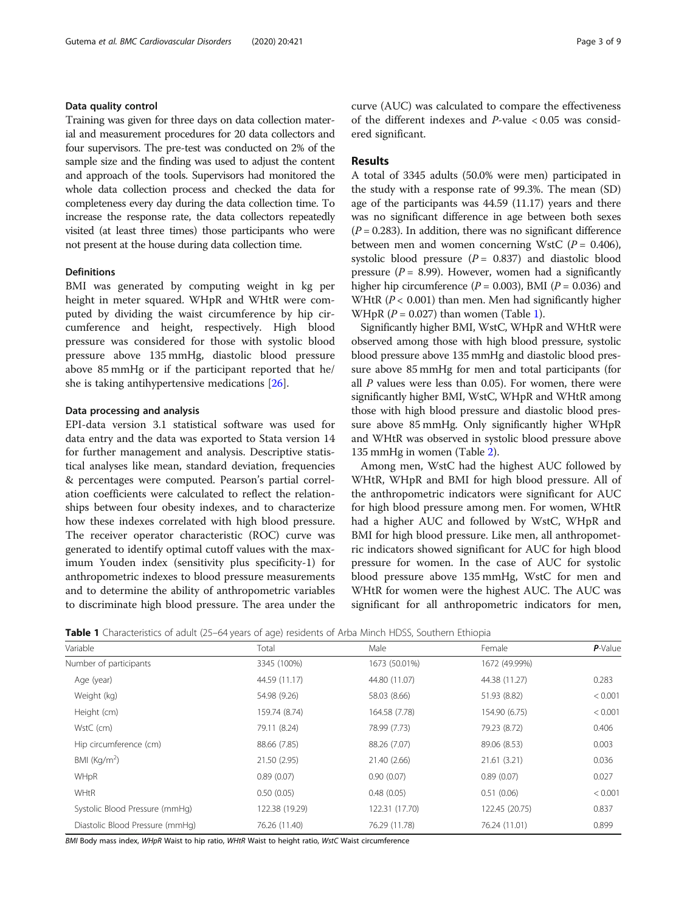### Data quality control

Training was given for three days on data collection material and measurement procedures for 20 data collectors and four supervisors. The pre-test was conducted on 2% of the sample size and the finding was used to adjust the content and approach of the tools. Supervisors had monitored the whole data collection process and checked the data for completeness every day during the data collection time. To increase the response rate, the data collectors repeatedly visited (at least three times) those participants who were not present at the house during data collection time.

### Definitions

BMI was generated by computing weight in kg per height in meter squared. WHpR and WHtR were computed by dividing the waist circumference by hip circumference and height, respectively. High blood pressure was considered for those with systolic blood pressure above 135 mmHg, diastolic blood pressure above 85 mmHg or if the participant reported that he/she is taking antihypertensive medications [26].

### Data processing and analysis

EPI-data version 3.1 statistical software was used for data entry and the data was exported to Stata version 14 for further management and analysis. Descriptive statistical analyses like mean, standard deviation, frequencies & percentages were computed. Pearson's partial correlation coefficients were calculated to reflect the relationships between four obesity indexes, and to characterize how these indexes correlated with high blood pressure. The receiver operator characteristic (ROC) curve was generated to identify optimal cutoff values with the maximum Youden index (sensitivity plus specificity-1) for anthropometric indexes to blood pressure measurements and to determine the ability of anthropometric variables to discriminate high blood pressure. The area under the curve (AUC) was calculated to compare the effectiveness of the different indexes and *P*-value < 0.05 was considered significant.

## Results

A total of 3345 adults (50.0% were men) participated in the study with a response rate of 99.3%. The mean (SD) age of the participants was 44.59 (11.17) years and there was no significant difference in age between both sexes ($P = 0.283$). In addition, there was no significant difference between men and women concerning WstC ($P = 0.406$), systolic blood pressure ($P = 0.837$) and diastolic blood pressure ($P = 8.99$). However, women had a significantly higher hip circumference ($P = 0.003$), BMI ($P = 0.036$) and WHtR ($P < 0.001$) than men. Men had significantly higher WHpR ($P = 0.027$) than women (Table 1).

Significantly higher BMI, WstC, WHpR and WHtR were observed among those with high blood pressure, systolic blood pressure above 135 mmHg and diastolic blood pressure above 85 mmHg for men and total participants (for all *P* values were less than 0.05). For women, there were significantly higher BMI, WstC, WHpR and WHtR among those with high blood pressure and diastolic blood pressure above 85 mmHg. Only significantly higher WHpR and WHtR was observed in systolic blood pressure above 135 mmHg in women (Table 2).

Among men, WstC had the highest AUC followed by WHtR, WHpR and BMI for high blood pressure. All of the anthropometric indicators were significant for AUC for high blood pressure among men. For women, WHtR had a higher AUC and followed by WstC, WHpR and BMI for high blood pressure. Like men, all anthropometric indicators showed significant for AUC for high blood pressure for women. In the case of AUC for systolic blood pressure above 135 mmHg, WstC for men and WHtR for women were the highest AUC. The AUC was significant for all anthropometric indicators for men,

**Table 1** Characteristics of adult (25–64 years of age) residents of Arba Minch HDSS, Southern Ethiopia

| Variable | Total | Male | Female | *P*-Value |
|---|---|---|---|---|
| Number of participants | 3345 (100%) | 1673 (50.01%) | 1672 (49.99%) | |
| Age (year) | 44.59 (11.17) | 44.80 (11.07) | 44.38 (11.27) | 0.283 |
| Weight (kg) | 54.98 (9.26) | 58.03 (8.66) | 51.93 (8.82) | < 0.001 |
| Height (cm) | 159.74 (8.74) | 164.58 (7.78) | 154.90 (6.75) | < 0.001 |
| WstC (cm) | 79.11 (8.24) | 78.99 (7.73) | 79.23 (8.72) | 0.406 |
| Hip circumference (cm) | 88.66 (7.85) | 88.26 (7.07) | 89.06 (8.53) | 0.003 |
| BMI (Kg/m$^2$) | 21.50 (2.95) | 21.40 (2.66) | 21.61 (3.21) | 0.036 |
| WHpR | 0.89 (0.07) | 0.90 (0.07) | 0.89 (0.07) | 0.027 |
| WHtR | 0.50 (0.05) | 0.48 (0.05) | 0.51 (0.06) | < 0.001 |
| Systolic Blood Pressure (mmHg) | 122.38 (19.29) | 122.31 (17.70) | 122.45 (20.75) | 0.837 |
| Diastolic Blood Pressure (mmHg) | 76.26 (11.40) | 76.29 (11.78) | 76.24 (11.01) | 0.899 |

*BMI* Body mass index, *WHpR* Waist to hip ratio, *WHtR* Waist to height ratio, *WstC* Waist circumference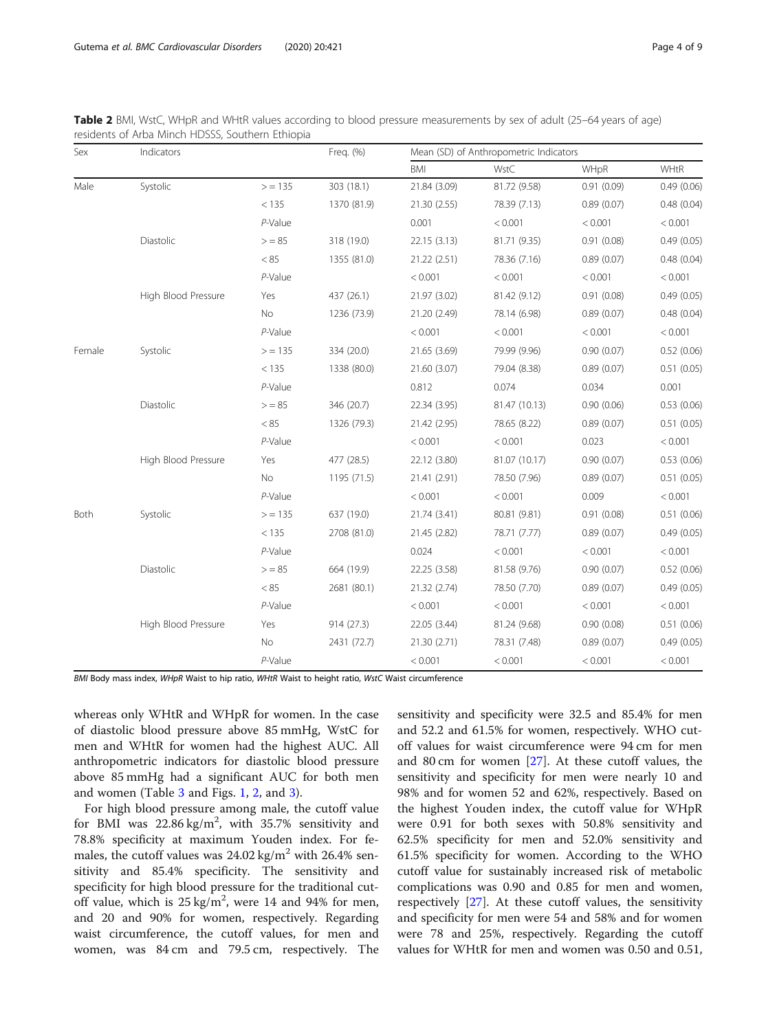**Table 2** BMI, WstC, WHpR and WHtR values according to blood pressure measurements by sex of adult (25–64 years of age) residents of Arba Minch HDSSS, Southern Ethiopia

| Sex | Indicators | | Freq. (%) | Mean (SD) of Anthropometric Indicators | | | |
|---|---|---|---|---|---|---|---|
| | | | | BMI | WstC | WHpR | WHtR |
| Male | Systolic | >= 135 | 303 (18.1) | 21.84 (3.09) | 81.72 (9.58) | 0.91 (0.09) | 0.49 (0.06) |
| | | < 135 | 1370 (81.9) | 21.30 (2.55) | 78.39 (7.13) | 0.89 (0.07) | 0.48 (0.04) |
| | | *P*-Value | | 0.001 | < 0.001 | < 0.001 | < 0.001 |
| | Diastolic | >= 85 | 318 (19.0) | 22.15 (3.13) | 81.71 (9.35) | 0.91 (0.08) | 0.49 (0.05) |
| | | < 85 | 1355 (81.0) | 21.22 (2.51) | 78.36 (7.16) | 0.89 (0.07) | 0.48 (0.04) |
| | | *P*-Value | | < 0.001 | < 0.001 | < 0.001 | < 0.001 |
| | High Blood Pressure | Yes | 437 (26.1) | 21.97 (3.02) | 81.42 (9.12) | 0.91 (0.08) | 0.49 (0.05) |
| | | No | 1236 (73.9) | 21.20 (2.49) | 78.14 (6.98) | 0.89 (0.07) | 0.48 (0.04) |
| | | *P*-Value | | < 0.001 | < 0.001 | < 0.001 | < 0.001 |
| Female | Systolic | >= 135 | 334 (20.0) | 21.65 (3.69) | 79.99 (9.96) | 0.90 (0.07) | 0.52 (0.06) |
| | | < 135 | 1338 (80.0) | 21.60 (3.07) | 79.04 (8.38) | 0.89 (0.07) | 0.51 (0.05) |
| | | *P*-Value | | 0.812 | 0.074 | 0.034 | 0.001 |
| | Diastolic | >= 85 | 346 (20.7) | 22.34 (3.95) | 81.47 (10.13) | 0.90 (0.06) | 0.53 (0.06) |
| | | < 85 | 1326 (79.3) | 21.42 (2.95) | 78.65 (8.22) | 0.89 (0.07) | 0.51 (0.05) |
| | | *P*-Value | | < 0.001 | < 0.001 | 0.023 | < 0.001 |
| | High Blood Pressure | Yes | 477 (28.5) | 22.12 (3.80) | 81.07 (10.17) | 0.90 (0.07) | 0.53 (0.06) |
| | | No | 1195 (71.5) | 21.41 (2.91) | 78.50 (7.96) | 0.89 (0.07) | 0.51 (0.05) |
| | | *P*-Value | | < 0.001 | < 0.001 | 0.009 | < 0.001 |
| Both | Systolic | >= 135 | 637 (19.0) | 21.74 (3.41) | 80.81 (9.81) | 0.91 (0.08) | 0.51 (0.06) |
| | | < 135 | 2708 (81.0) | 21.45 (2.82) | 78.71 (7.77) | 0.89 (0.07) | 0.49 (0.05) |
| | | *P*-Value | | 0.024 | < 0.001 | < 0.001 | < 0.001 |
| | Diastolic | >= 85 | 664 (19.9) | 22.25 (3.58) | 81.58 (9.76) | 0.90 (0.07) | 0.52 (0.06) |
| | | < 85 | 2681 (80.1) | 21.32 (2.74) | 78.50 (7.70) | 0.89 (0.07) | 0.49 (0.05) |
| | | *P*-Value | | < 0.001 | < 0.001 | < 0.001 | < 0.001 |
| | High Blood Pressure | Yes | 914 (27.3) | 22.05 (3.44) | 81.24 (9.68) | 0.90 (0.08) | 0.51 (0.06) |
| | | No | 2431 (72.7) | 21.30 (2.71) | 78.31 (7.48) | 0.89 (0.07) | 0.49 (0.05) |
| | | *P*-Value | | < 0.001 | < 0.001 | < 0.001 | < 0.001 |

*BMI* Body mass index, *WHpR* Waist to hip ratio, *WHtR* Waist to height ratio, *WstC* Waist circumference

whereas only WHtR and WHpR for women. In the case of diastolic blood pressure above 85 mmHg, WstC for men and WHtR for women had the highest AUC. All anthropometric indicators for diastolic blood pressure above 85 mmHg had a significant AUC for both men and women (Table 3 and Figs. 1, 2, and 3).

For high blood pressure among male, the cutoff value for BMI was 22.86 kg/$m^2$, with 35.7% sensitivity and 78.8% specificity at maximum Youden index. For females, the cutoff values was 24.02 kg/$m^2$ with 26.4% sensitivity and 85.4% specificity. The sensitivity and specificity for high blood pressure for the traditional cutoff value, which is 25 kg/$m^2$, were 14 and 94% for men, and 20 and 90% for women, respectively. Regarding waist circumference, the cutoff values, for men and women, was 84 cm and 79.5 cm, respectively. The sensitivity and specificity were 32.5 and 85.4% for men and 52.2 and 61.5% for women, respectively. WHO cutoff values for waist circumference were 94 cm for men and 80 cm for women [27]. At these cutoff values, the sensitivity and specificity for men were nearly 10 and 98% and for women 52 and 62%, respectively. Based on the highest Youden index, the cutoff value for WHpR were 0.91 for both sexes with 50.8% sensitivity and 62.5% specificity for men and 52.0% sensitivity and 61.5% specificity for women. According to the WHO cutoff value for sustainably increased risk of metabolic complications was 0.90 and 0.85 for men and women, respectively [27]. At these cutoff values, the sensitivity and specificity for men were 54 and 58% and for women were 78 and 25%, respectively. Regarding the cutoff values for WHtR for men and women was 0.50 and 0.51,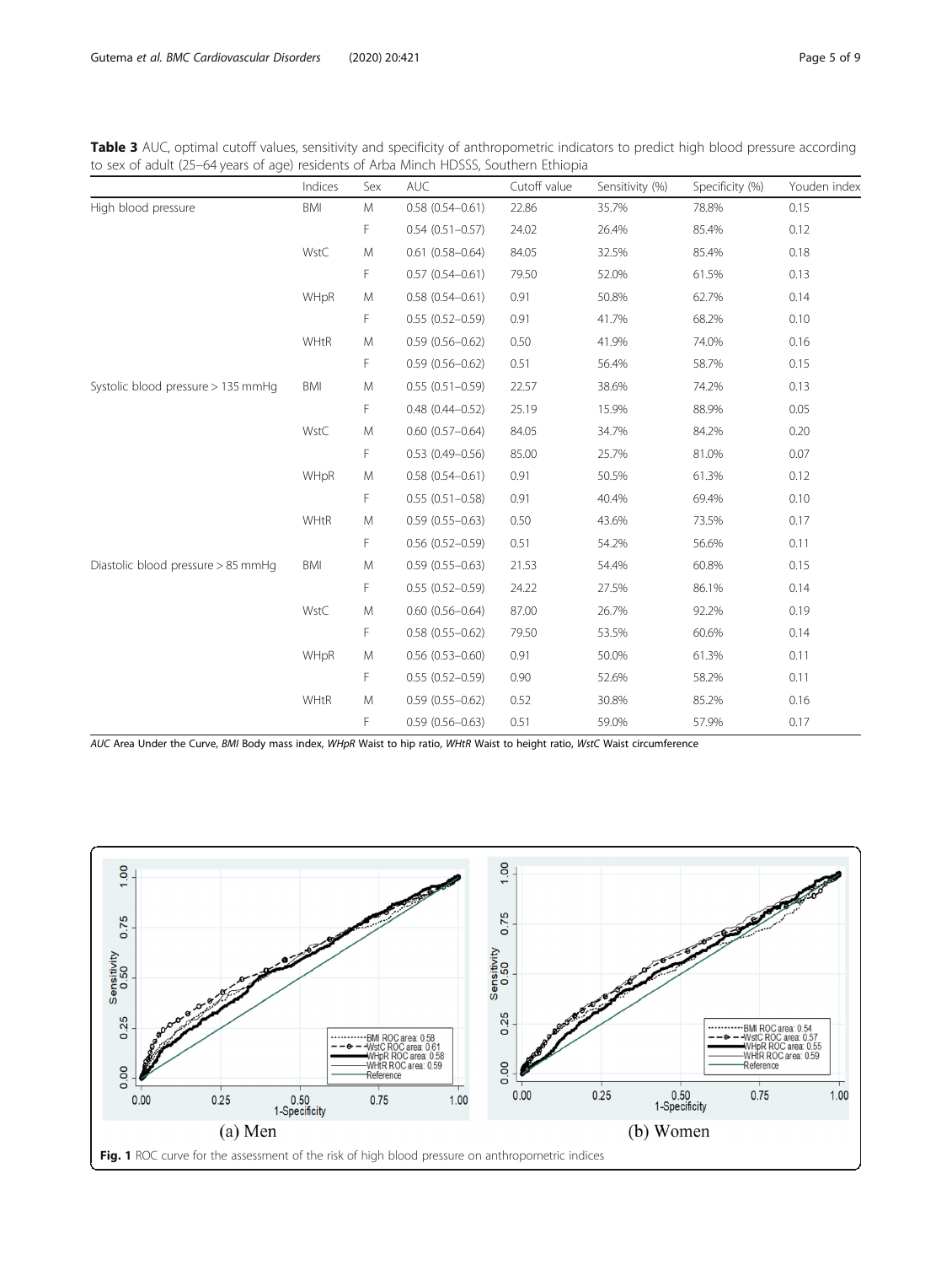**Table 3** AUC, optimal cutoff values, sensitivity and specificity of anthropometric indicators to predict high blood pressure according to sex of adult (25–64 years of age) residents of Arba Minch HDSSS, Southern Ethiopia

| | Indices | Sex | AUC | Cutoff value | Sensitivity (%) | Specificity (%) | Youden index |
|---|---|---|---|---|---|---|---|
| High blood pressure | BMI | M | 0.58 (0.54–0.61) | 22.86 | 35.7% | 78.8% | 0.15 |
| | | F | 0.54 (0.51–0.57) | 24.02 | 26.4% | 85.4% | 0.12 |
| | WstC | M | 0.61 (0.58–0.64) | 84.05 | 32.5% | 85.4% | 0.18 |
| | | F | 0.57 (0.54–0.61) | 79.50 | 52.0% | 61.5% | 0.13 |
| | WHpR | M | 0.58 (0.54–0.61) | 0.91 | 50.8% | 62.7% | 0.14 |
| | | F | 0.55 (0.52–0.59) | 0.91 | 41.7% | 68.2% | 0.10 |
| | WHtR | M | 0.59 (0.56–0.62) | 0.50 | 41.9% | 74.0% | 0.16 |
| | | F | 0.59 (0.56–0.62) | 0.51 | 56.4% | 58.7% | 0.15 |
| Systolic blood pressure > 135 mmHg | BMI | M | 0.55 (0.51–0.59) | 22.57 | 38.6% | 74.2% | 0.13 |
| | | F | 0.48 (0.44–0.52) | 25.19 | 15.9% | 88.9% | 0.05 |
| | WstC | M | 0.60 (0.57–0.64) | 84.05 | 34.7% | 84.2% | 0.20 |
| | | F | 0.53 (0.49–0.56) | 85.00 | 25.7% | 81.0% | 0.07 |
| | WHpR | M | 0.58 (0.54–0.61) | 0.91 | 50.5% | 61.3% | 0.12 |
| | | F | 0.55 (0.51–0.58) | 0.91 | 40.4% | 69.4% | 0.10 |
| | WHtR | M | 0.59 (0.55–0.63) | 0.50 | 43.6% | 73.5% | 0.17 |
| | | F | 0.56 (0.52–0.59) | 0.51 | 54.2% | 56.6% | 0.11 |
| Diastolic blood pressure > 85 mmHg | BMI | M | 0.59 (0.55–0.63) | 21.53 | 54.4% | 60.8% | 0.15 |
| | | F | 0.55 (0.52–0.59) | 24.22 | 27.5% | 86.1% | 0.14 |
| | WstC | M | 0.60 (0.56–0.64) | 87.00 | 26.7% | 92.2% | 0.19 |
| | | F | 0.58 (0.55–0.62) | 79.50 | 53.5% | 60.6% | 0.14 |
| | WHpR | M | 0.56 (0.53–0.60) | 0.91 | 50.0% | 61.3% | 0.11 |
| | | F | 0.55 (0.52–0.59) | 0.90 | 52.6% | 58.2% | 0.11 |
| | WHtR | M | 0.59 (0.55–0.62) | 0.52 | 30.8% | 85.2% | 0.16 |
| | | F | 0.59 (0.56–0.63) | 0.51 | 59.0% | 57.9% | 0.17 |

*AUC* Area Under the Curve, *BMI* Body mass index, *WHpR* Waist to hip ratio, *WHtR* Waist to height ratio, *WstC* Waist circumference

Sensitivity
0.00
0.25
0.50
0.75
1.00
1-Specificity
0.00
0.25
0.50
0.75
1.00
BMI ROC area: 0.58
WstC ROC area: 0.61
WHpR ROC area: 0.58
WHtR ROC area: 0.59
Reference
(a) Men

Sensitivity
0.00
0.25
0.50
0.75
1.00
1-Specificity
0.00
0.25
0.50
0.75
1.00
BMI ROC area: 0.54
WstC ROC area: 0.57
WHpR ROC area: 0.55
WHtR ROC area: 0.59
Reference
(b) Women

**Fig. 1** ROC curve for the assessment of the risk of high blood pressure on anthropometric indices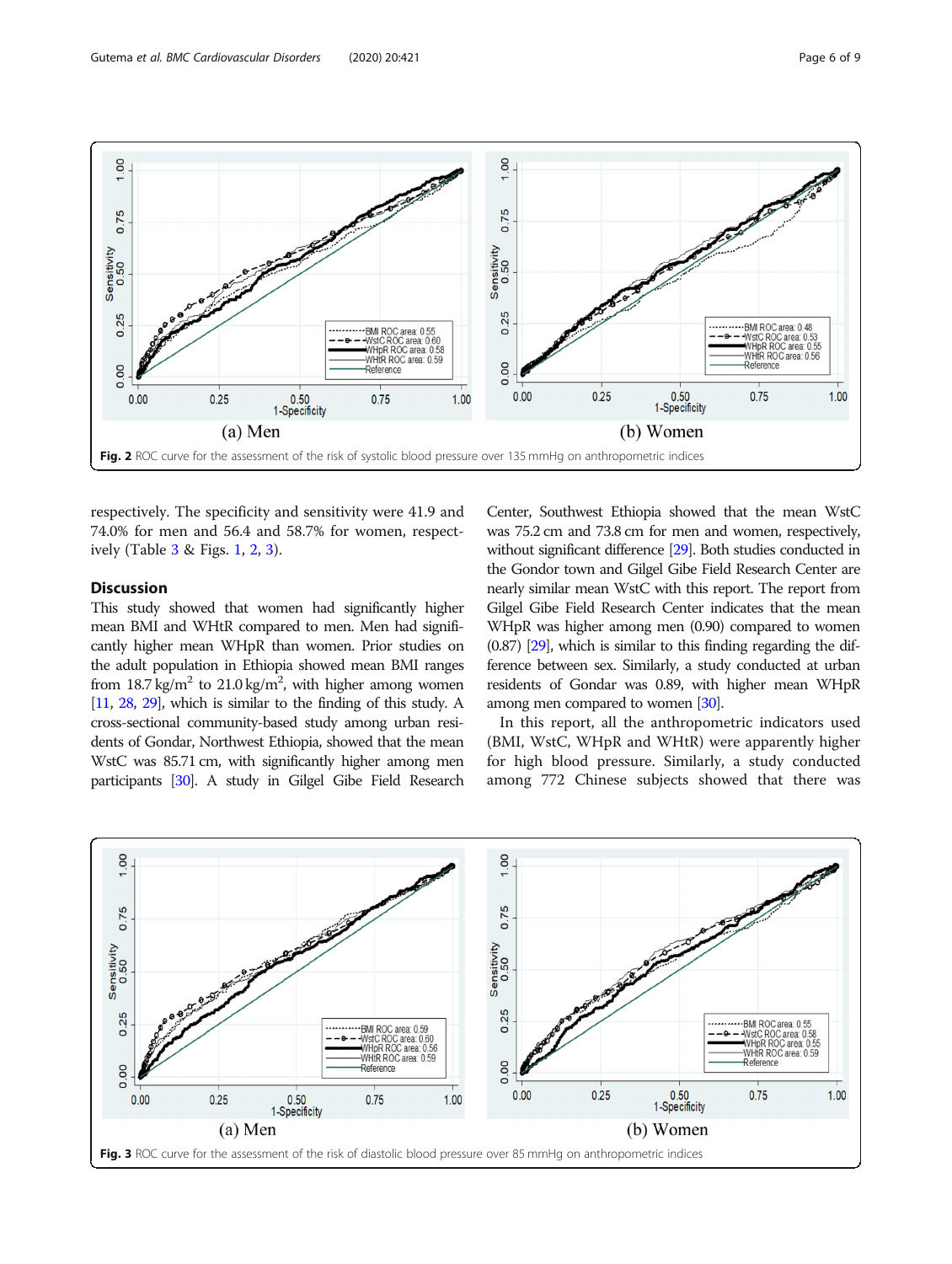(a) Men

0.00 0.25 0.50 0.75 1.00

Sensitivity

1-Specificity

BMI ROC area: 0.55
WstC ROC area: 0.60
WHpR ROC area: 0.58
WHtR ROC area: 0.59
Reference

(b) Women

Sensitivity

1-Specificity

BMI ROC area: 0.48
WstC ROC area: 0.53
WHpR ROC area: 0.55
WHtR ROC area: 0.56
Reference

**Fig. 2** ROC curve for the assessment of the risk of systolic blood pressure over 135 mmHg on anthropometric indices

respectively. The specificity and sensitivity were 41.9 and 74.0% for men and 56.4 and 58.7% for women, respectively (Table 3 & Figs. 1, 2, 3).

## Discussion

This study showed that women had significantly higher mean BMI and WHtR compared to men. Men had significantly higher mean WHpR than women. Prior studies on the adult population in Ethiopia showed mean BMI ranges from 18.7 kg/m$^2$ to 21.0 kg/m$^2$, with higher among women [11, 28, 29], which is similar to the finding of this study. A cross-sectional community-based study among urban residents of Gondar, Northwest Ethiopia, showed that the mean WstC was 85.71 cm, with significantly higher among men participants [30]. A study in Gilgel Gibe Field Research Center, Southwest Ethiopia showed that the mean WstC was 75.2 cm and 73.8 cm for men and women, respectively, without significant difference [29]. Both studies conducted in the Gondor town and Gilgel Gibe Field Research Center are nearly similar mean WstC with this report. The report from Gilgel Gibe Field Research Center indicates that the mean WHpR was higher among men (0.90) compared to women (0.87) [29], which is similar to this finding regarding the difference between sex. Similarly, a study conducted at urban residents of Gondar was 0.89, with higher mean WHpR among men compared to women [30].

In this report, all the anthropometric indicators used (BMI, WstC, WHpR and WHtR) were apparently higher for high blood pressure. Similarly, a study conducted among 772 Chinese subjects showed that there was

(a) Men

Sensitivity

1-Specificity

BMI ROC area: 0.59
WstC ROC area: 0.60
WHpR ROC area: 0.56
WHtR ROC area: 0.59
Reference

(b) Women

Sensitivity

1-Specificity

BMI ROC area: 0.55
WstC ROC area: 0.58
WHpR ROC area: 0.55
WHtR ROC area: 0.59
Reference

**Fig. 3** ROC curve for the assessment of the risk of diastolic blood pressure over 85 mmHg on anthropometric indices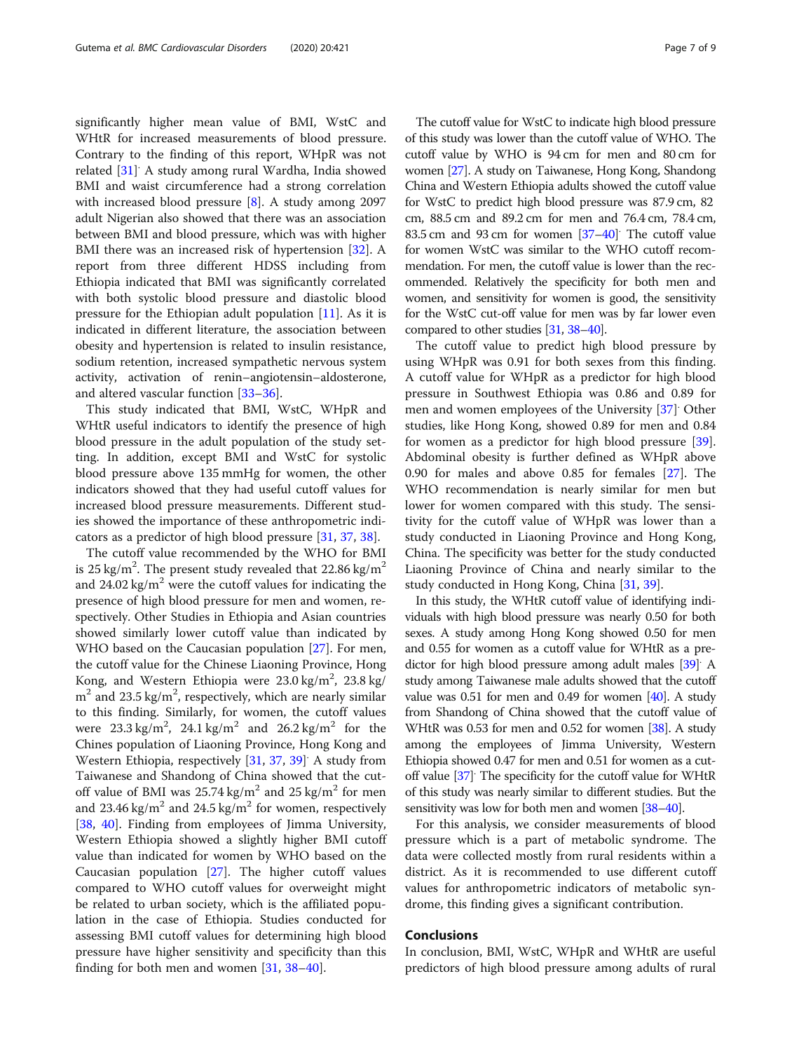significantly higher mean value of BMI, WstC and WHtR for increased measurements of blood pressure. Contrary to the finding of this report, WHpR was not related [31]. A study among rural Wardha, India showed BMI and waist circumference had a strong correlation with increased blood pressure [8]. A study among 2097 adult Nigerian also showed that there was an association between BMI and blood pressure, which was with higher BMI there was an increased risk of hypertension [32]. A report from three different HDSS including from Ethiopia indicated that BMI was significantly correlated with both systolic blood pressure and diastolic blood pressure for the Ethiopian adult population [11]. As it is indicated in different literature, the association between obesity and hypertension is related to insulin resistance, sodium retention, increased sympathetic nervous system activity, activation of renin–angiotensin–aldosterone, and altered vascular function [33–36].

This study indicated that BMI, WstC, WHpR and WHtR useful indicators to identify the presence of high blood pressure in the adult population of the study setting. In addition, except BMI and WstC for systolic blood pressure above 135 mmHg for women, the other indicators showed that they had useful cutoff values for increased blood pressure measurements. Different studies showed the importance of these anthropometric indicators as a predictor of high blood pressure [31, 37, 38].

The cutoff value recommended by the WHO for BMI is 25 kg/$m^2$. The present study revealed that 22.86 kg/$m^2$ and 24.02 kg/$m^2$ were the cutoff values for indicating the presence of high blood pressure for men and women, respectively. Other Studies in Ethiopia and Asian countries showed similarly lower cutoff value than indicated by WHO based on the Caucasian population [27]. For men, the cutoff value for the Chinese Liaoning Province, Hong Kong, and Western Ethiopia were 23.0 kg/$m^2$, 23.8 kg/$m^2$ and 23.5 kg/$m^2$, respectively, which are nearly similar to this finding. Similarly, for women, the cutoff values were 23.3 kg/$m^2$, 24.1 kg/$m^2$ and 26.2 kg/$m^2$ for the Chines population of Liaoning Province, Hong Kong and Western Ethiopia, respectively [31, 37, 39]. A study from Taiwanese and Shandong of China showed that the cutoff value of BMI was 25.74 kg/$m^2$ and 25 kg/$m^2$ for men and 23.46 kg/$m^2$ and 24.5 kg/$m^2$ for women, respectively [38, 40]. Finding from employees of Jimma University, Western Ethiopia showed a slightly higher BMI cutoff value than indicated for women by WHO based on the Caucasian population [27]. The higher cutoff values compared to WHO cutoff values for overweight might be related to urban society, which is the affiliated population in the case of Ethiopia. Studies conducted for assessing BMI cutoff values for determining high blood pressure have higher sensitivity and specificity than this finding for both men and women [31, 38–40].

The cutoff value for WstC to indicate high blood pressure of this study was lower than the cutoff value of WHO. The cutoff value by WHO is 94 cm for men and 80 cm for women [27]. A study on Taiwanese, Hong Kong, Shandong China and Western Ethiopia adults showed the cutoff value for WstC to predict high blood pressure was 87.9 cm, 82 cm, 88.5 cm and 89.2 cm for men and 76.4 cm, 78.4 cm, 83.5 cm and 93 cm for women [37–40]. The cutoff value for women WstC was similar to the WHO cutoff recommendation. For men, the cutoff value is lower than the recommended. Relatively the specificity for both men and women, and sensitivity for women is good, the sensitivity for the WstC cut-off value for men was by far lower even compared to other studies [31, 38–40].

The cutoff value to predict high blood pressure by using WHpR was 0.91 for both sexes from this finding. A cutoff value for WHpR as a predictor for high blood pressure in Southwest Ethiopia was 0.86 and 0.89 for men and women employees of the University [37]. Other studies, like Hong Kong, showed 0.89 for men and 0.84 for women as a predictor for high blood pressure [39]. Abdominal obesity is further defined as WHpR above 0.90 for males and above 0.85 for females [27]. The WHO recommendation is nearly similar for men but lower for women compared with this study. The sensitivity for the cutoff value of WHpR was lower than a study conducted in Liaoning Province and Hong Kong, China. The specificity was better for the study conducted Liaoning Province of China and nearly similar to the study conducted in Hong Kong, China [31, 39].

In this study, the WHtR cutoff value of identifying individuals with high blood pressure was nearly 0.50 for both sexes. A study among Hong Kong showed 0.50 for men and 0.55 for women as a cutoff value for WHtR as a predictor for high blood pressure among adult males [39]. A study among Taiwanese male adults showed that the cutoff value was 0.51 for men and 0.49 for women [40]. A study from Shandong of China showed that the cutoff value of WHtR was 0.53 for men and 0.52 for women [38]. A study among the employees of Jimma University, Western Ethiopia showed 0.47 for men and 0.51 for women as a cutoff value [37]. The specificity for the cutoff value for WHtR of this study was nearly similar to different studies. But the sensitivity was low for both men and women [38–40].

For this analysis, we consider measurements of blood pressure which is a part of metabolic syndrome. The data were collected mostly from rural residents within a district. As it is recommended to use different cutoff values for anthropometric indicators of metabolic syndrome, this finding gives a significant contribution.

## Conclusions

In conclusion, BMI, WstC, WHpR and WHtR are useful predictors of high blood pressure among adults of rural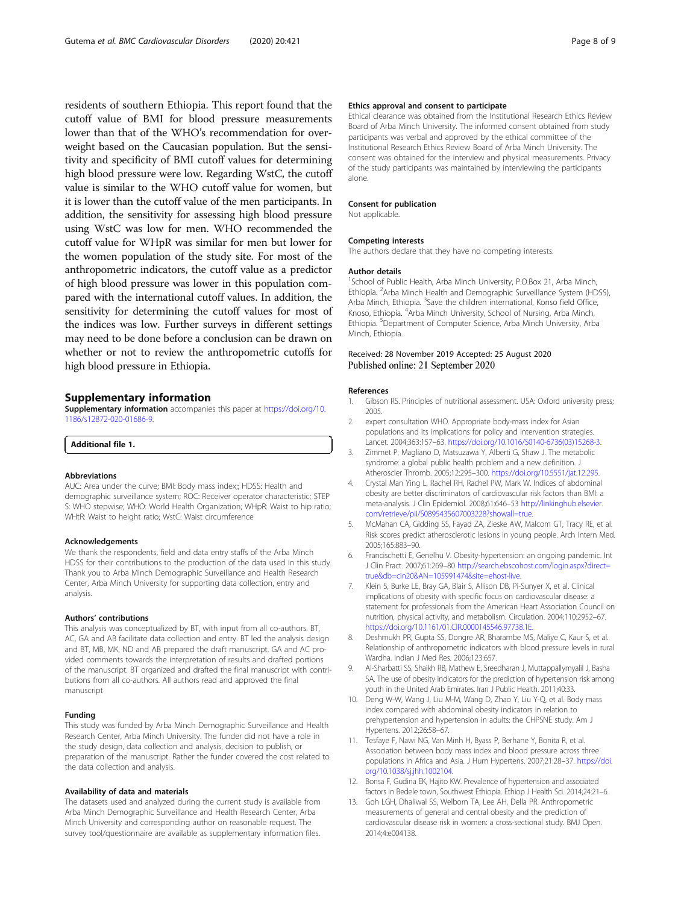residents of southern Ethiopia. This report found that the cutoff value of BMI for blood pressure measurements lower than that of the WHO's recommendation for overweight based on the Caucasian population. But the sensitivity and specificity of BMI cutoff values for determining high blood pressure were low. Regarding WstC, the cutoff value is similar to the WHO cutoff value for women, but it is lower than the cutoff value of the men participants. In addition, the sensitivity for assessing high blood pressure using WstC was low for men. WHO recommended the cutoff value for WHpR was similar for men but lower for the women population of the study site. For most of the anthropometric indicators, the cutoff value as a predictor of high blood pressure was lower in this population compared with the international cutoff values. In addition, the sensitivity for determining the cutoff values for most of the indices was low. Further surveys in different settings may need to be done before a conclusion can be drawn on whether or not to review the anthropometric cutoffs for high blood pressure in Ethiopia.

## Supplementary information

**Supplementary information** accompanies this paper at https://doi.org/10.1186/s12872-020-01686-9.

**Additional file 1.**

### Abbreviations

AUC: Area under the curve; BMI: Body mass index;; HDSS: Health and demographic surveillance system; ROC: Receiver operator characteristic; STEP S: WHO stepwise; WHO: World Health Organization; WHpR: Waist to hip ratio; WHtR: Waist to height ratio; WstC: Waist circumference

### Acknowledgements

We thank the respondents, field and data entry staffs of the Arba Minch HDSS for their contributions to the production of the data used in this study. Thank you to Arba Minch Demographic Surveillance and Health Research Center, Arba Minch University for supporting data collection, entry and analysis.

### Authors' contributions

This analysis was conceptualized by BT, with input from all co-authors. BT, AC, GA and AB facilitate data collection and entry. BT led the analysis design and BT, MB, MK, ND and AB prepared the draft manuscript. GA and AC provided comments towards the interpretation of results and drafted portions of the manuscript. BT organized and drafted the final manuscript with contributions from all co-authors. All authors read and approved the final manuscript

### Funding

This study was funded by Arba Minch Demographic Surveillance and Health Research Center, Arba Minch University. The funder did not have a role in the study design, data collection and analysis, decision to publish, or preparation of the manuscript. Rather the funder covered the cost related to the data collection and analysis.

### Availability of data and materials

The datasets used and analyzed during the current study is available from Arba Minch Demographic Surveillance and Health Research Center, Arba Minch University and corresponding author on reasonable request. The survey tool/questionnaire are available as supplementary information files.

### Ethics approval and consent to participate

Ethical clearance was obtained from the Institutional Research Ethics Review Board of Arba Minch University. The informed consent obtained from study participants was verbal and approved by the ethical committee of the Institutional Research Ethics Review Board of Arba Minch University. The consent was obtained for the interview and physical measurements. Privacy of the study participants was maintained by interviewing the participants alone.

### Consent for publication

Not applicable.

### Competing interests

The authors declare that they have no competing interests.

### Author details

[1]School of Public Health, Arba Minch University, P.O.Box 21, Arba Minch, Ethiopia. [2]Arba Minch Health and Demographic Surveillance System (HDSS), Arba Minch, Ethiopia. [3]Save the children international, Konso field Office, Knoso, Ethiopia. [4]Arba Minch University, School of Nursing, Arba Minch, Ethiopia. [5]Department of Computer Science, Arba Minch University, Arba Minch, Ethiopia.

Received: 28 November 2019 Accepted: 25 August 2020
Published online: 21 September 2020

### References

1. Gibson RS. Principles of nutritional assessment. USA: Oxford university press; 2005.
2. expert consultation WHO. Appropriate body-mass index for Asian populations and its implications for policy and intervention strategies. Lancet. 2004;363:157–63. https://doi.org/10.1016/S0140-6736(03)15268-3.
3. Zimmet P, Magliano D, Matsuzawa Y, Alberti G, Shaw J. The metabolic syndrome: a global public health problem and a new definition. J Atheroscler Thromb. 2005;12:295–300. https://doi.org/10.5551/jat.12.295.
4. Crystal Man Ying L, Rachel RH, Rachel PW, Mark W. Indices of abdominal obesity are better discriminators of cardiovascular risk factors than BMI: a meta-analysis. J Clin Epidemiol. 2008;61:646–53 http://linkinghub.elsevier.com/retrieve/pii/S0895435607003228?showall=true.
5. McMahan CA, Gidding SS, Fayad ZA, Zieske AW, Malcom GT, Tracy RE, et al. Risk scores predict atherosclerotic lesions in young people. Arch Intern Med. 2005;165:883–90.
6. Francischetti E, Genelhu V. Obesity-hypertension: an ongoing pandemic. Int J Clin Pract. 2007;61:269–80 http://search.ebscohost.com/login.aspx?direct=true&db=cin20&AN=105991474&site=ehost-live.
7. Klein S, Burke LE, Bray GA, Blair S, Allison DB, Pi-Sunyer X, et al. Clinical implications of obesity with specific focus on cardiovascular disease: a statement for professionals from the American Heart Association Council on nutrition, physical activity, and metabolism. Circulation. 2004;110:2952–67. https://doi.org/10.1161/01.CIR.0000145546.97738.1E.
8. Deshmukh PR, Gupta SS, Dongre AR, Bharambe MS, Maliye C, Kaur S, et al. Relationship of anthropometric indicators with blood pressure levels in rural Wardha. Indian J Med Res. 2006;123:657.
9. Al-Sharbatti SS, Shaikh RB, Mathew E, Sreedharan J, Muttappallymyalil J, Basha SA. The use of obesity indicators for the prediction of hypertension risk among youth in the United Arab Emirates. Iran J Public Health. 2011;40:33.
10. Deng W-W, Wang J, Liu M-M, Wang D, Zhao Y, Liu Y-Q, et al. Body mass index compared with abdominal obesity indicators in relation to prehypertension and hypertension in adults: the CHPSNE study. Am J Hypertens. 2012;26:58–67.
11. Tesfaye F, Nawi NG, Van Minh H, Byass P, Berhane Y, Bonita R, et al. Association between body mass index and blood pressure across three populations in Africa and Asia. J Hum Hypertens. 2007;21:28–37. https://doi.org/10.1038/sj.jhh.1002104.
12. Bonsa F, Gudina EK, Hajito KW. Prevalence of hypertension and associated factors in Bedele town, Southwest Ethiopia. Ethiop J Health Sci. 2014;24:21–6.
13. Goh LGH, Dhaliwal SS, Welborn TA, Lee AH, Della PR. Anthropometric measurements of general and central obesity and the prediction of cardiovascular disease risk in women: a cross-sectional study. BMJ Open. 2014;4:e004138.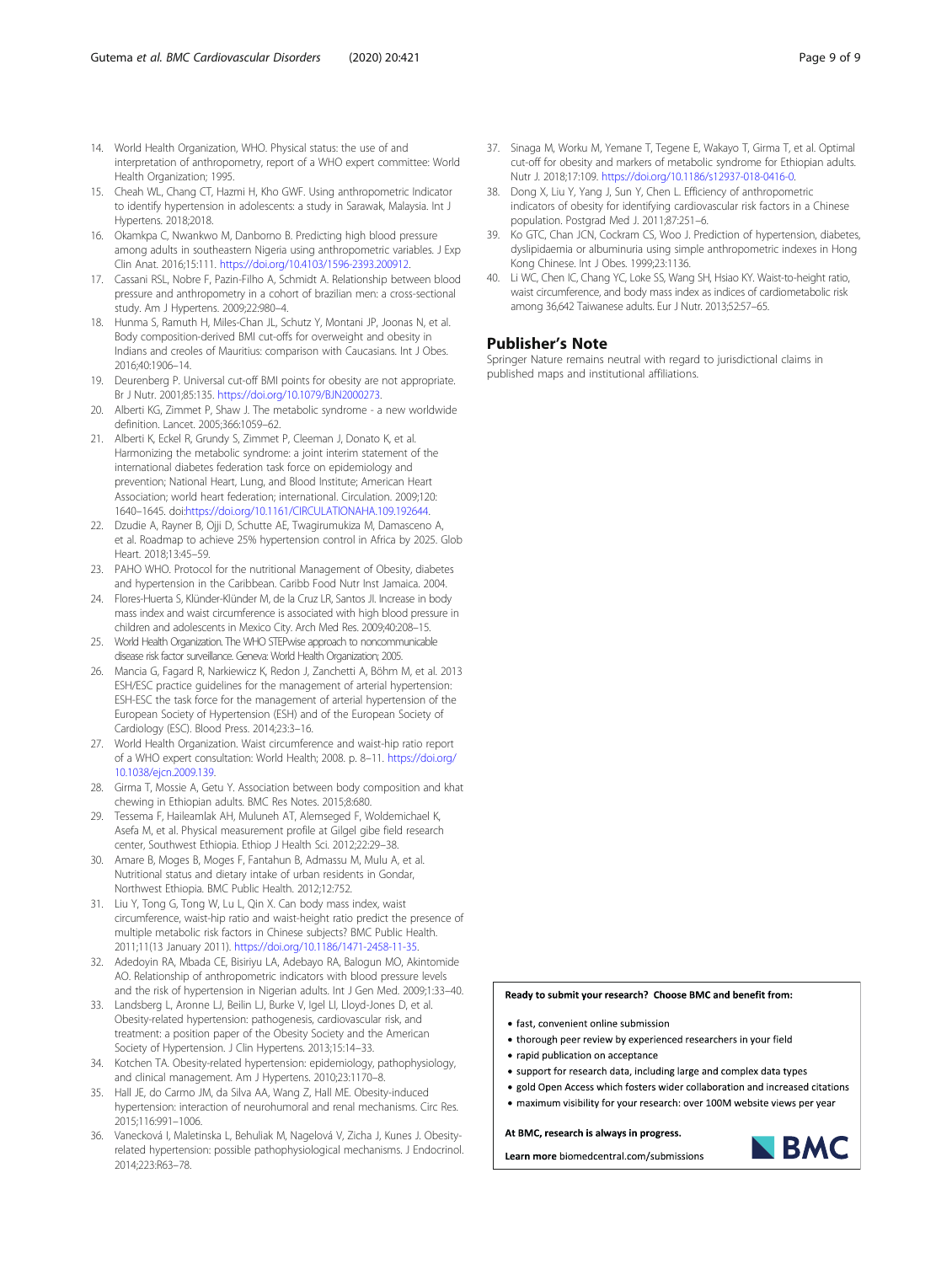14. World Health Organization, WHO. Physical status: the use of and interpretation of anthropometry, report of a WHO expert committee: World Health Organization; 1995.
15. Cheah WL, Chang CT, Hazmi H, Kho GWF. Using anthropometric Indicator to identify hypertension in adolescents: a study in Sarawak, Malaysia. Int J Hypertens. 2018;2018.
16. Okamkpa C, Nwankwo M, Danborno B. Predicting high blood pressure among adults in southeastern Nigeria using anthropometric variables. J Exp Clin Anat. 2016;15:111. https://doi.org/10.4103/1596-2393.200912.
17. Cassani RSL, Nobre F, Pazin-Filho A, Schmidt A. Relationship between blood pressure and anthropometry in a cohort of brazilian men: a cross-sectional study. Am J Hypertens. 2009;22:980–4.
18. Hunma S, Ramuth H, Miles-Chan JL, Schutz Y, Montani JP, Joonas N, et al. Body composition-derived BMI cut-offs for overweight and obesity in Indians and creoles of Mauritius: comparison with Caucasians. Int J Obes. 2016;40:1906–14.
19. Deurenberg P. Universal cut-off BMI points for obesity are not appropriate. Br J Nutr. 2001;85:135. https://doi.org/10.1079/BJN2000273.
20. Alberti KG, Zimmet P, Shaw J. The metabolic syndrome - a new worldwide definition. Lancet. 2005;366:1059–62.
21. Alberti K, Eckel R, Grundy S, Zimmet P, Cleeman J, Donato K, et al. Harmonizing the metabolic syndrome: a joint interim statement of the international diabetes federation task force on epidemiology and prevention; National Heart, Lung, and Blood Institute; American Heart Association; world heart federation; international. Circulation. 2009;120: 1640–1645. doi:https://doi.org/10.1161/CIRCULATIONAHA.109.192644.
22. Dzudie A, Rayner B, Ojji D, Schutte AE, Twagirumukiza M, Damasceno A, et al. Roadmap to achieve 25% hypertension control in Africa by 2025. Glob Heart. 2018;13:45–59.
23. PAHO WHO. Protocol for the nutritional Management of Obesity, diabetes and hypertension in the Caribbean. Caribb Food Nutr Inst Jamaica. 2004.
24. Flores-Huerta S, Klünder-Klünder M, de la Cruz LR, Santos JI. Increase in body mass index and waist circumference is associated with high blood pressure in children and adolescents in Mexico City. Arch Med Res. 2009;40:208–15.
25. World Health Organization. The WHO STEPwise approach to noncommunicable disease risk factor surveillance. Geneva: World Health Organization; 2005.
26. Mancia G, Fagard R, Narkiewicz K, Redon J, Zanchetti A, Böhm M, et al. 2013 ESH/ESC practice guidelines for the management of arterial hypertension: ESH-ESC the task force for the management of arterial hypertension of the European Society of Hypertension (ESH) and of the European Society of Cardiology (ESC). Blood Press. 2014;23:3–16.
27. World Health Organization. Waist circumference and waist-hip ratio report of a WHO expert consultation: World Health; 2008. p. 8–11. https://doi.org/10.1038/ejcn.2009.139.
28. Girma T, Mossie A, Getu Y. Association between body composition and khat chewing in Ethiopian adults. BMC Res Notes. 2015;8:680.
29. Tessema F, Haileamlak AH, Muluneh AT, Alemseged F, Woldemichael K, Asefa M, et al. Physical measurement profile at Gilgel gibe field research center, Southwest Ethiopia. Ethiop J Health Sci. 2012;22:29–38.
30. Amare B, Moges B, Moges F, Fantahun B, Admassu M, Mulu A, et al. Nutritional status and dietary intake of urban residents in Gondar, Northwest Ethiopia. BMC Public Health. 2012;12:752.
31. Liu Y, Tong G, Tong W, Lu L, Qin X. Can body mass index, waist circumference, waist-hip ratio and waist-height ratio predict the presence of multiple metabolic risk factors in Chinese subjects? BMC Public Health. 2011;11(13 January 2011). https://doi.org/10.1186/1471-2458-11-35.
32. Adedoyin RA, Mbada CE, Bisiriyu LA, Adebayo RA, Balogun MO, Akintomide AO. Relationship of anthropometric indicators with blood pressure levels and the risk of hypertension in Nigerian adults. Int J Gen Med. 2009;1:33–40.
33. Landsberg L, Aronne LJ, Beilin LJ, Burke V, Igel LI, Lloyd-Jones D, et al. Obesity-related hypertension: pathogenesis, cardiovascular risk, and treatment: a position paper of the Obesity Society and the American Society of Hypertension. J Clin Hypertens. 2013;15:14–33.
34. Kotchen TA. Obesity-related hypertension: epidemiology, pathophysiology, and clinical management. Am J Hypertens. 2010;23:1170–8.
35. Hall JE, do Carmo JM, da Silva AA, Wang Z, Hall ME. Obesity-induced hypertension: interaction of neurohumoral and renal mechanisms. Circ Res. 2015;116:991–1006.
36. Vanecková I, Maletinska L, Behuliak M, Nagelová V, Zicha J, Kunes J. Obesity-related hypertension: possible pathophysiological mechanisms. J Endocrinol. 2014;223:R63–78.
37. Sinaga M, Worku M, Yemane T, Tegene E, Wakayo T, Girma T, et al. Optimal cut-off for obesity and markers of metabolic syndrome for Ethiopian adults. Nutr J. 2018;17:109. https://doi.org/10.1186/s12937-018-0416-0.
38. Dong X, Liu Y, Yang J, Sun Y, Chen L. Efficiency of anthropometric indicators of obesity for identifying cardiovascular risk factors in a Chinese population. Postgrad Med J. 2011;87:251–6.
39. Ko GTC, Chan JCN, Cockram CS, Woo J. Prediction of hypertension, diabetes, dyslipidaemia or albuminuria using simple anthropometric indexes in Hong Kong Chinese. Int J Obes. 1999;23:1136.
40. Li WC, Chen IC, Chang YC, Loke SS, Wang SH, Hsiao KY. Waist-to-height ratio, waist circumference, and body mass index as indices of cardiometabolic risk among 36,642 Taiwanese adults. Eur J Nutr. 2013;52:57–65.

## Publisher's Note

Springer Nature remains neutral with regard to jurisdictional claims in published maps and institutional affiliations.

**Ready to submit your research? Choose BMC and benefit from:**

- fast, convenient online submission
- thorough peer review by experienced researchers in your field
- rapid publication on acceptance
- support for research data, including large and complex data types
- gold Open Access which fosters wider collaboration and increased citations
- maximum visibility for your research: over 100M website views per year

**At BMC, research is always in progress.**

**Learn more** biomedcentral.com/submissions

BMC